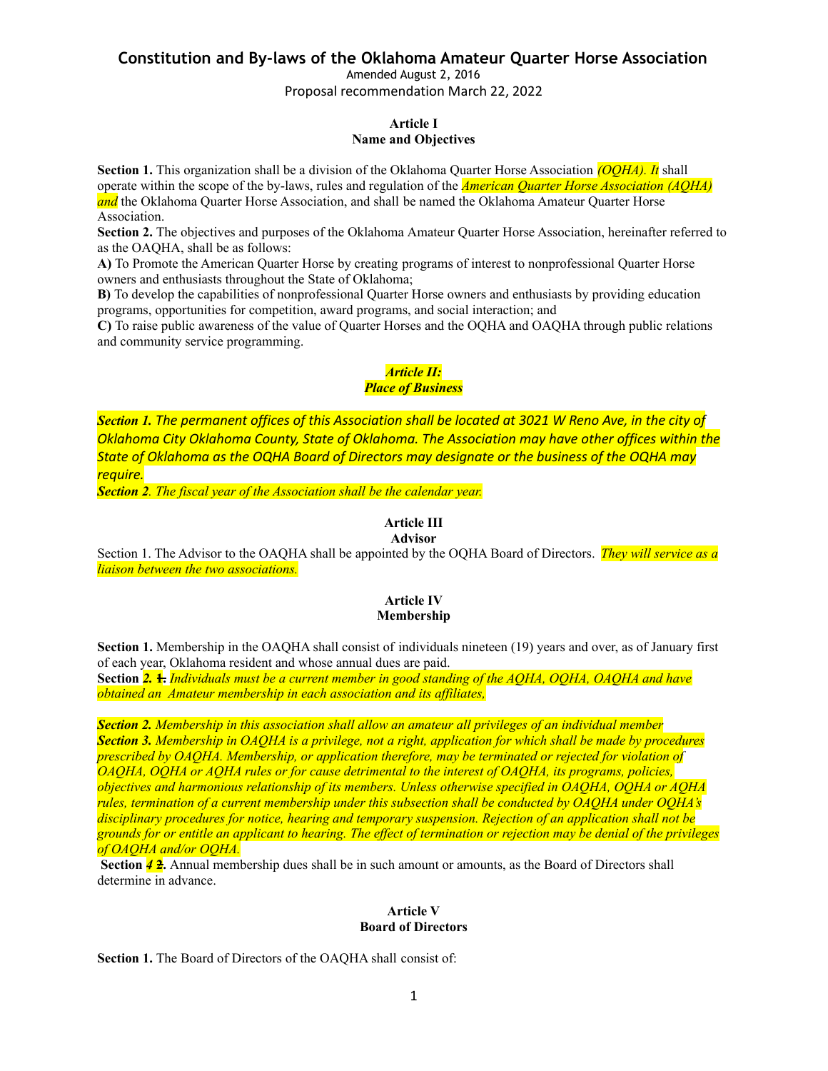# Constitution and By-laws of the Oklahoma Amateur Quarter Horse Association

Amended August 2, 2016

Proposal recommendation March 22, 2022

## Article I
## Name and Objectives

**Section 1.** This organization shall be a division of the Oklahoma Quarter Horse Association *(OQHA). It* shall operate within the scope of the by-laws, rules and regulation of the *American Quarter Horse Association (AQHA) and* the Oklahoma Quarter Horse Association, and shall be named the Oklahoma Amateur Quarter Horse Association.

**Section 2.** The objectives and purposes of the Oklahoma Amateur Quarter Horse Association, hereinafter referred to as the OAQHA, shall be as follows:

**A)** To Promote the American Quarter Horse by creating programs of interest to nonprofessional Quarter Horse owners and enthusiasts throughout the State of Oklahoma;

**B)** To develop the capabilities of nonprofessional Quarter Horse owners and enthusiasts by providing education programs, opportunities for competition, award programs, and social interaction; and

**C)** To raise public awareness of the value of Quarter Horses and the OQHA and OAQHA through public relations and community service programming.

## *Article II:*
## *Place of Business*

***Section 1.*** *The permanent offices of this Association shall be located at 3021 W Reno Ave, in the city of Oklahoma City Oklahoma County, State of Oklahoma. The Association may have other offices within the State of Oklahoma as the OQHA Board of Directors may designate or the business of the OQHA may require.*

***Section 2****. The fiscal year of the Association shall be the calendar year.*

## Article III
## Advisor

Section 1. The Advisor to the OAQHA shall be appointed by the OQHA Board of Directors. *They will service as a liaison between the two associations.*

## Article IV
## Membership

**Section 1.** Membership in the OAQHA shall consist of individuals nineteen (19) years and over, as of January first of each year, Oklahoma resident and whose annual dues are paid.

**Section *2.* ~~1.~~** *Individuals must be a current member in good standing of the AQHA, OQHA, OAQHA and have obtained an Amateur membership in each association and its affiliates,*

***Section 2.*** *Membership in this association shall allow an amateur all privileges of an individual member*

***Section 3.*** *Membership in OAQHA is a privilege, not a right, application for which shall be made by procedures prescribed by OAQHA. Membership, or application therefore, may be terminated or rejected for violation of OAQHA, OQHA or AQHA rules or for cause detrimental to the interest of OAQHA, its programs, policies, objectives and harmonious relationship of its members. Unless otherwise specified in OAQHA, OQHA or AQHA rules, termination of a current membership under this subsection shall be conducted by OAQHA under OQHA's disciplinary procedures for notice, hearing and temporary suspension. Rejection of an application shall not be grounds for or entitle an applicant to hearing. The effect of termination or rejection may be denial of the privileges of OAQHA and/or OQHA.*

**Section *4* ~~2~~.** Annual membership dues shall be in such amount or amounts, as the Board of Directors shall determine in advance.

## Article V
## Board of Directors

**Section 1.** The Board of Directors of the OAQHA shall consist of: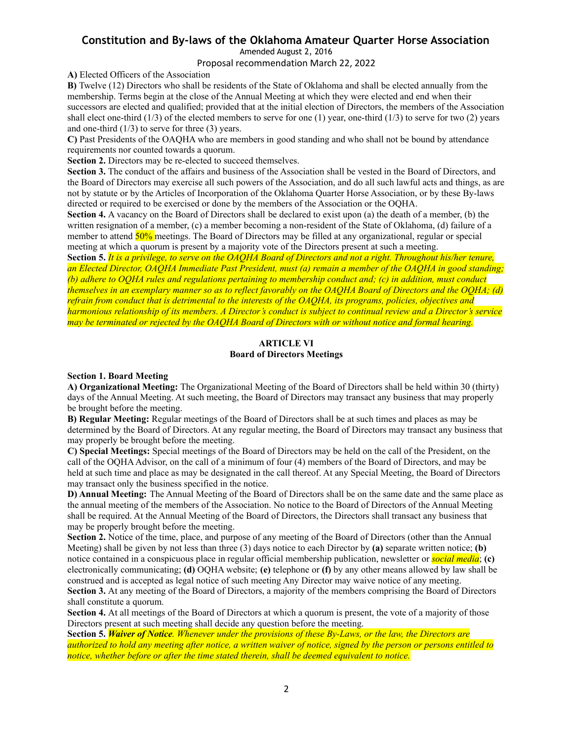# Constitution and By-laws of the Oklahoma Amateur Quarter Horse Association

Amended August 2, 2016

Proposal recommendation March 22, 2022

**A)** Elected Officers of the Association

**B)** Twelve (12) Directors who shall be residents of the State of Oklahoma and shall be elected annually from the membership. Terms begin at the close of the Annual Meeting at which they were elected and end when their successors are elected and qualified; provided that at the initial election of Directors, the members of the Association shall elect one-third (1/3) of the elected members to serve for one (1) year, one-third (1/3) to serve for two (2) years and one-third (1/3) to serve for three (3) years.

**C)** Past Presidents of the OAQHA who are members in good standing and who shall not be bound by attendance requirements nor counted towards a quorum.

**Section 2.** Directors may be re-elected to succeed themselves.

**Section 3.** The conduct of the affairs and business of the Association shall be vested in the Board of Directors, and the Board of Directors may exercise all such powers of the Association, and do all such lawful acts and things, as are not by statute or by the Articles of Incorporation of the Oklahoma Quarter Horse Association, or by these By-laws directed or required to be exercised or done by the members of the Association or the OQHA.

**Section 4.** A vacancy on the Board of Directors shall be declared to exist upon (a) the death of a member, (b) the written resignation of a member, (c) a member becoming a non-resident of the State of Oklahoma, (d) failure of a member to attend 50% meetings. The Board of Directors may be filled at any organizational, regular or special meeting at which a quorum is present by a majority vote of the Directors present at such a meeting.

**Section 5.** *It is a privilege, to serve on the OAQHA Board of Directors and not a right. Throughout his/her tenure, an Elected Director, OAQHA Immediate Past President, must (a) remain a member of the OAQHA in good standing; (b) adhere to OQHA rules and regulations pertaining to membership conduct and; (c) in addition, must conduct themselves in an exemplary manner so as to reflect favorably on the OAQHA Board of Directors and the OQHA; (d) refrain from conduct that is detrimental to the interests of the OAQHA, its programs, policies, objectives and harmonious relationship of its members. A Director's conduct is subject to continual review and a Director's service may be terminated or rejected by the OAQHA Board of Directors with or without notice and formal hearing.*

## ARTICLE VI
## Board of Directors Meetings

**Section 1. Board Meeting**

**A) Organizational Meeting:** The Organizational Meeting of the Board of Directors shall be held within 30 (thirty) days of the Annual Meeting. At such meeting, the Board of Directors may transact any business that may properly be brought before the meeting.

**B) Regular Meeting:** Regular meetings of the Board of Directors shall be at such times and places as may be determined by the Board of Directors. At any regular meeting, the Board of Directors may transact any business that may properly be brought before the meeting.

**C) Special Meetings:** Special meetings of the Board of Directors may be held on the call of the President, on the call of the OQHA Advisor, on the call of a minimum of four (4) members of the Board of Directors, and may be held at such time and place as may be designated in the call thereof. At any Special Meeting, the Board of Directors may transact only the business specified in the notice.

**D) Annual Meeting:** The Annual Meeting of the Board of Directors shall be on the same date and the same place as the annual meeting of the members of the Association. No notice to the Board of Directors of the Annual Meeting shall be required. At the Annual Meeting of the Board of Directors, the Directors shall transact any business that may be properly brought before the meeting.

**Section 2.** Notice of the time, place, and purpose of any meeting of the Board of Directors (other than the Annual Meeting) shall be given by not less than three (3) days notice to each Director by **(a)** separate written notice; **(b)** notice contained in a conspicuous place in regular official membership publication, newsletter or *social media*; **(c)** electronically communicating; **(d)** OQHA website; **(e)** telephone or **(f)** by any other means allowed by law shall be construed and is accepted as legal notice of such meeting Any Director may waive notice of any meeting.

**Section 3.** At any meeting of the Board of Directors, a majority of the members comprising the Board of Directors shall constitute a quorum.

**Section 4.** At all meetings of the Board of Directors at which a quorum is present, the vote of a majority of those Directors present at such meeting shall decide any question before the meeting.

**Section 5.** ***Waiver of Notice****. Whenever under the provisions of these By-Laws, or the law, the Directors are authorized to hold any meeting after notice, a written waiver of notice, signed by the person or persons entitled to notice, whether before or after the time stated therein, shall be deemed equivalent to notice.*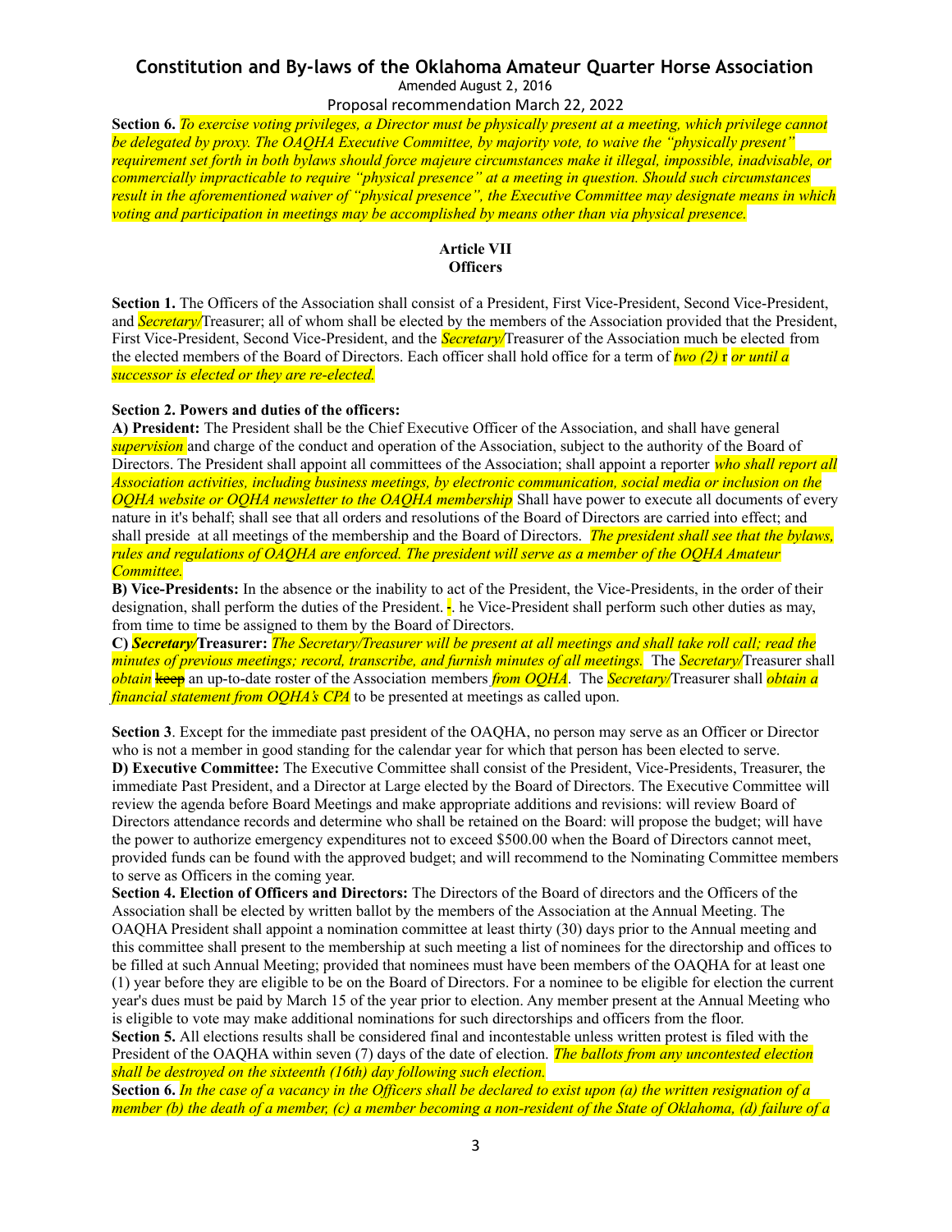**Section 6.** *To exercise voting privileges, a Director must be physically present at a meeting, which privilege cannot be delegated by proxy. The OAQHA Executive Committee, by majority vote, to waive the "physically present" requirement set forth in both bylaws should force majeure circumstances make it illegal, impossible, inadvisable, or commercially impracticable to require "physical presence" at a meeting in question. Should such circumstances result in the aforementioned waiver of "physical presence", the Executive Committee may designate means in which voting and participation in meetings may be accomplished by means other than via physical presence.*

## Article VII
## Officers

**Section 1.** The Officers of the Association shall consist of a President, First Vice-President, Second Vice-President, and *Secretary/*Treasurer; all of whom shall be elected by the members of the Association provided that the President, First Vice-President, Second Vice-President, and the *Secretary/*Treasurer of the Association much be elected from the elected members of the Board of Directors. Each officer shall hold office for a term of *two (2)* r *or until a successor is elected or they are re-elected.*

**Section 2. Powers and duties of the officers:**

**A) President:** The President shall be the Chief Executive Officer of the Association, and shall have general *supervision* and charge of the conduct and operation of the Association, subject to the authority of the Board of Directors. The President shall appoint all committees of the Association; shall appoint a reporter *who shall report all Association activities, including business meetings, by electronic communication, social media or inclusion on the OQHA website or OQHA newsletter to the OAQHA membership* Shall have power to execute all documents of every nature in it's behalf; shall see that all orders and resolutions of the Board of Directors are carried into effect; and shall preside at all meetings of the membership and the Board of Directors. *The president shall see that the bylaws, rules and regulations of OAQHA are enforced. The president will serve as a member of the OQHA Amateur Committee.*

**B) Vice-Presidents:** In the absence or the inability to act of the President, the Vice-Presidents, in the order of their designation, shall perform the duties of the President. -. he Vice-President shall perform such other duties as may, from time to time be assigned to them by the Board of Directors.

**C) *Secretary/*Treasurer:** *The Secretary/Treasurer will be present at all meetings and shall take roll call; read the minutes of previous meetings; record, transcribe, and furnish minutes of all meetings.* The *Secretary/*Treasurer shall *obtain* ~~keep~~ an up-to-date roster of the Association members *from OQHA*. The *Secretary/*Treasurer shall *obtain a financial statement from OQHA's CPA* to be presented at meetings as called upon.

**Section 3**. Except for the immediate past president of the OAQHA, no person may serve as an Officer or Director who is not a member in good standing for the calendar year for which that person has been elected to serve.

**D) Executive Committee:** The Executive Committee shall consist of the President, Vice-Presidents, Treasurer, the immediate Past President, and a Director at Large elected by the Board of Directors. The Executive Committee will review the agenda before Board Meetings and make appropriate additions and revisions: will review Board of Directors attendance records and determine who shall be retained on the Board: will propose the budget; will have the power to authorize emergency expenditures not to exceed $500.00 when the Board of Directors cannot meet, provided funds can be found with the approved budget; and will recommend to the Nominating Committee members to serve as Officers in the coming year.

**Section 4. Election of Officers and Directors:** The Directors of the Board of directors and the Officers of the Association shall be elected by written ballot by the members of the Association at the Annual Meeting. The OAQHA President shall appoint a nomination committee at least thirty (30) days prior to the Annual meeting and this committee shall present to the membership at such meeting a list of nominees for the directorship and offices to be filled at such Annual Meeting; provided that nominees must have been members of the OAQHA for at least one (1) year before they are eligible to be on the Board of Directors. For a nominee to be eligible for election the current year's dues must be paid by March 15 of the year prior to election. Any member present at the Annual Meeting who is eligible to vote may make additional nominations for such directorships and officers from the floor.

**Section 5.** All elections results shall be considered final and incontestable unless written protest is filed with the President of the OAQHA within seven (7) days of the date of election. *The ballots from any uncontested election shall be destroyed on the sixteenth (16th) day following such election.*

**Section 6.** *In the case of a vacancy in the Officers shall be declared to exist upon (a) the written resignation of a member (b) the death of a member, (c) a member becoming a non-resident of the State of Oklahoma, (d) failure of a*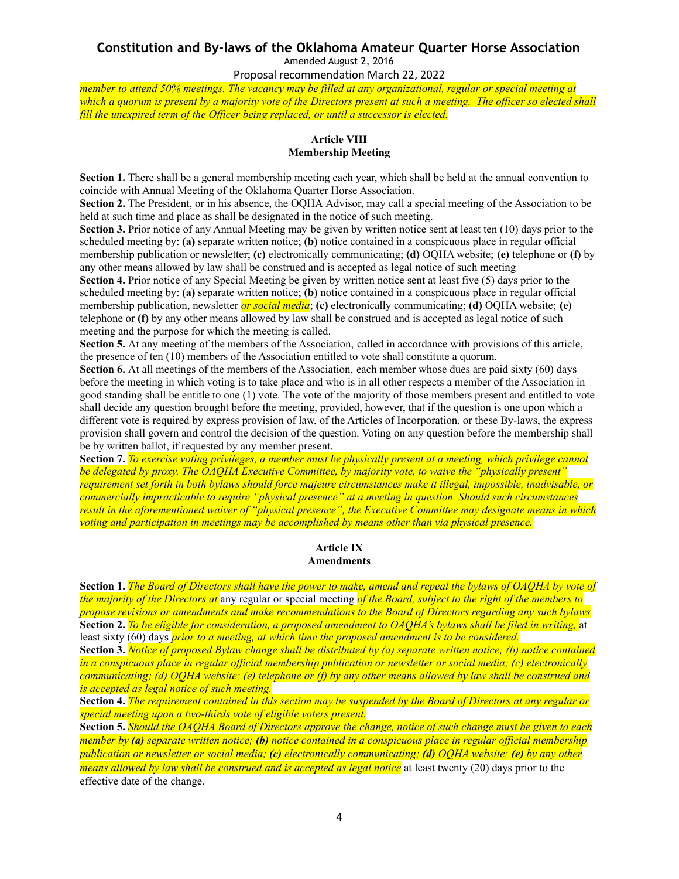*member to attend 50% meetings. The vacancy may be filled at any organizational, regular or special meeting at which a quorum is present by a majority vote of the Directors present at such a meeting. The officer so elected shall fill the unexpired term of the Officer being replaced, or until a successor is elected.*

## Article VIII
## Membership Meeting

**Section 1.** There shall be a general membership meeting each year, which shall be held at the annual convention to coincide with Annual Meeting of the Oklahoma Quarter Horse Association.

**Section 2.** The President, or in his absence, the OQHA Advisor, may call a special meeting of the Association to be held at such time and place as shall be designated in the notice of such meeting.

**Section 3.** Prior notice of any Annual Meeting may be given by written notice sent at least ten (10) days prior to the scheduled meeting by: **(a)** separate written notice; **(b)** notice contained in a conspicuous place in regular official membership publication or newsletter; **(c)** electronically communicating; **(d)** OQHA website; **(e)** telephone or **(f)** by any other means allowed by law shall be construed and is accepted as legal notice of such meeting

**Section 4.** Prior notice of any Special Meeting be given by written notice sent at least five (5) days prior to the scheduled meeting by: **(a)** separate written notice; **(b)** notice contained in a conspicuous place in regular official membership publication, newsletter *or social media*; **(c)** electronically communicating; **(d)** OQHA website; **(e)** telephone or **(f)** by any other means allowed by law shall be construed and is accepted as legal notice of such meeting and the purpose for which the meeting is called.

**Section 5.** At any meeting of the members of the Association, called in accordance with provisions of this article, the presence of ten (10) members of the Association entitled to vote shall constitute a quorum.

**Section 6.** At all meetings of the members of the Association, each member whose dues are paid sixty (60) days before the meeting in which voting is to take place and who is in all other respects a member of the Association in good standing shall be entitle to one (1) vote. The vote of the majority of those members present and entitled to vote shall decide any question brought before the meeting, provided, however, that if the question is one upon which a different vote is required by express provision of law, of the Articles of Incorporation, or these By-laws, the express provision shall govern and control the decision of the question. Voting on any question before the membership shall be by written ballot, if requested by any member present.

**Section 7.** *To exercise voting privileges, a member must be physically present at a meeting, which privilege cannot be delegated by proxy. The OAQHA Executive Committee, by majority vote, to waive the "physically present" requirement set forth in both bylaws should force majeure circumstances make it illegal, impossible, inadvisable, or commercially impracticable to require "physical presence" at a meeting in question. Should such circumstances result in the aforementioned waiver of "physical presence", the Executive Committee may designate means in which voting and participation in meetings may be accomplished by means other than via physical presence.*

## Article IX
## Amendments

**Section 1.** *The Board of Directors shall have the power to make, amend and repeal the bylaws of OAQHA by vote of the majority of the Directors at* any regular or special meeting *of the Board, subject to the right of the members to propose revisions or amendments and make recommendations to the Board of Directors regarding any such bylaws*

**Section 2.** *To be eligible for consideration, a proposed amendment to OAQHA's bylaws shall be filed in writing,* at least sixty (60) days *prior to a meeting, at which time the proposed amendment is to be considered.*

**Section 3.** *Notice of proposed Bylaw change shall be distributed by (a) separate written notice; (b) notice contained in a conspicuous place in regular official membership publication or newsletter or social media; (c) electronically communicating; (d) OQHA website; (e) telephone or (f) by any other means allowed by law shall be construed and is accepted as legal notice of such meeting.*

**Section 4.** *The requirement contained in this section may be suspended by the Board of Directors at any regular or special meeting upon a two-thirds vote of eligible voters present.*

**Section 5.** *Should the OAQHA Board of Directors approve the change, notice of such change must be given to each member by **(a)** separate written notice; **(b)** notice contained in a conspicuous place in regular official membership publication or newsletter or social media; **(c)** electronically communicating; **(d)** OQHA website; **(e)** by any other means allowed by law shall be construed and is accepted as legal notice* at least twenty (20) days prior to the effective date of the change.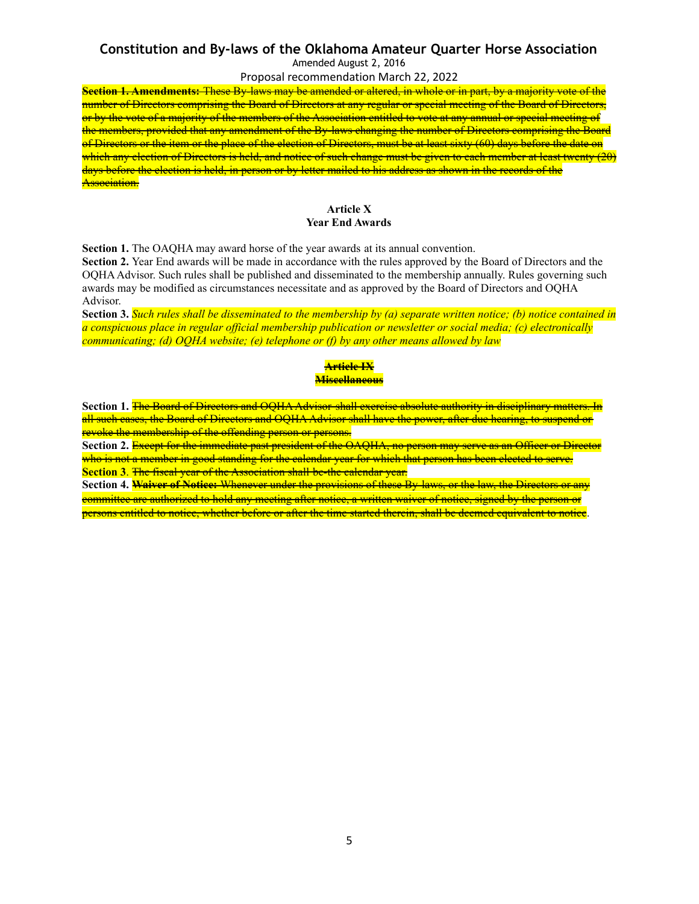# Constitution and By-laws of the Oklahoma Amateur Quarter Horse Association

Amended August 2, 2016

Proposal recommendation March 22, 2022

~~**Section 1. Amendments:** These By-laws may be amended or altered, in whole or in part, by a majority vote of the number of Directors comprising the Board of Directors at any regular or special meeting of the Board of Directors, or by the vote of a majority of the members of the Association entitled to vote at any annual or special meeting of the members, provided that any amendment of the By-laws changing the number of Directors comprising the Board of Directors or the item or the place of the election of Directors, must be at least sixty (60) days before the date on which any election of Directors is held, and notice of such change must be given to each member at least twenty (20) days before the election is held, in person or by letter mailed to his address as shown in the records of the Association.~~

## Article X
## Year End Awards

**Section 1.** The OAQHA may award horse of the year awards at its annual convention.

**Section 2.** Year End awards will be made in accordance with the rules approved by the Board of Directors and the OQHA Advisor. Such rules shall be published and disseminated to the membership annually. Rules governing such awards may be modified as circumstances necessitate and as approved by the Board of Directors and OQHA Advisor.

**Section 3.** *Such rules shall be disseminated to the membership by (a) separate written notice; (b) notice contained in a conspicuous place in regular official membership publication or newsletter or social media; (c) electronically communicating; (d) OQHA website; (e) telephone or (f) by any other means allowed by law*

## ~~Article IX~~
## ~~Miscellaneous~~

**Section 1.** ~~The Board of Directors and OQHA Advisor shall exercise absolute authority in disciplinary matters. In all such cases, the Board of Directors and OQHA Advisor shall have the power, after due hearing, to suspend or revoke the membership of the offending person or persons.~~

**Section 2.** ~~Except for the immediate past president of the OAQHA, no person may serve as an Officer or Director who is not a member in good standing for the calendar year for which that person has been elected to serve.~~

**Section 3**. ~~The fiscal year of the Association shall be the calendar year.~~

**Section 4.** ~~**Waiver of Notice:** Whenever under the provisions of these By-laws, or the law, the Directors or any committee are authorized to hold any meeting after notice, a written waiver of notice, signed by the person or persons entitled to notice, whether before or after the time started therein, shall be deemed equivalent to notice~~.